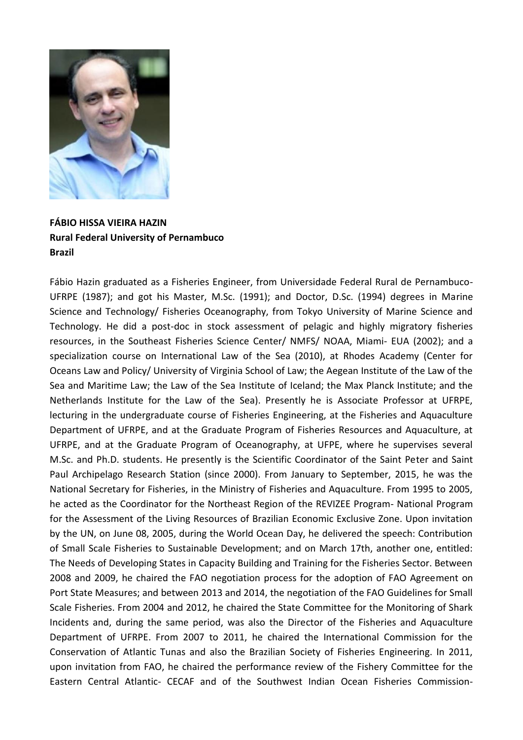**FÁBIO HISSA VIEIRA HAZIN**
**Rural Federal University of Pernambuco**
**Brazil**

Fábio Hazin graduated as a Fisheries Engineer, from Universidade Federal Rural de Pernambuco-UFRPE (1987); and got his Master, M.Sc. (1991); and Doctor, D.Sc. (1994) degrees in Marine Science and Technology/ Fisheries Oceanography, from Tokyo University of Marine Science and Technology. He did a post-doc in stock assessment of pelagic and highly migratory fisheries resources, in the Southeast Fisheries Science Center/ NMFS/ NOAA, Miami- EUA (2002); and a specialization course on International Law of the Sea (2010), at Rhodes Academy (Center for Oceans Law and Policy/ University of Virginia School of Law; the Aegean Institute of the Law of the Sea and Maritime Law; the Law of the Sea Institute of Iceland; the Max Planck Institute; and the Netherlands Institute for the Law of the Sea). Presently he is Associate Professor at UFRPE, lecturing in the undergraduate course of Fisheries Engineering, at the Fisheries and Aquaculture Department of UFRPE, and at the Graduate Program of Fisheries Resources and Aquaculture, at UFRPE, and at the Graduate Program of Oceanography, at UFPE, where he supervises several M.Sc. and Ph.D. students. He presently is the Scientific Coordinator of the Saint Peter and Saint Paul Archipelago Research Station (since 2000). From January to September, 2015, he was the National Secretary for Fisheries, in the Ministry of Fisheries and Aquaculture. From 1995 to 2005, he acted as the Coordinator for the Northeast Region of the REVIZEE Program- National Program for the Assessment of the Living Resources of Brazilian Economic Exclusive Zone. Upon invitation by the UN, on June 08, 2005, during the World Ocean Day, he delivered the speech: Contribution of Small Scale Fisheries to Sustainable Development; and on March 17th, another one, entitled: The Needs of Developing States in Capacity Building and Training for the Fisheries Sector. Between 2008 and 2009, he chaired the FAO negotiation process for the adoption of FAO Agreement on Port State Measures; and between 2013 and 2014, the negotiation of the FAO Guidelines for Small Scale Fisheries. From 2004 and 2012, he chaired the State Committee for the Monitoring of Shark Incidents and, during the same period, was also the Director of the Fisheries and Aquaculture Department of UFRPE. From 2007 to 2011, he chaired the International Commission for the Conservation of Atlantic Tunas and also the Brazilian Society of Fisheries Engineering. In 2011, upon invitation from FAO, he chaired the performance review of the Fishery Committee for the Eastern Central Atlantic- CECAF and of the Southwest Indian Ocean Fisheries Commission-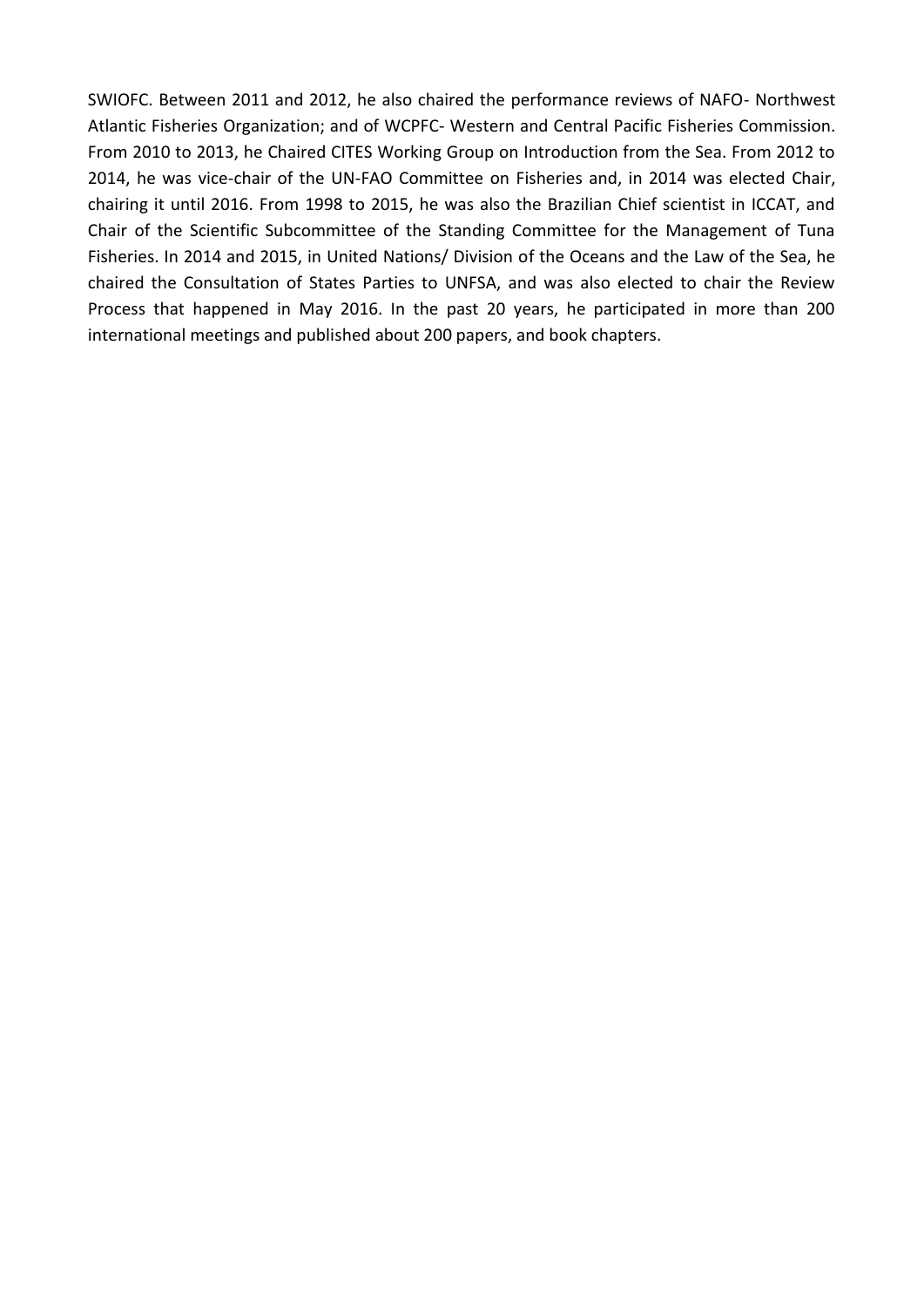SWIOFC. Between 2011 and 2012, he also chaired the performance reviews of NAFO- Northwest Atlantic Fisheries Organization; and of WCPFC- Western and Central Pacific Fisheries Commission. From 2010 to 2013, he Chaired CITES Working Group on Introduction from the Sea. From 2012 to 2014, he was vice-chair of the UN-FAO Committee on Fisheries and, in 2014 was elected Chair, chairing it until 2016. From 1998 to 2015, he was also the Brazilian Chief scientist in ICCAT, and Chair of the Scientific Subcommittee of the Standing Committee for the Management of Tuna Fisheries. In 2014 and 2015, in United Nations/ Division of the Oceans and the Law of the Sea, he chaired the Consultation of States Parties to UNFSA, and was also elected to chair the Review Process that happened in May 2016. In the past 20 years, he participated in more than 200 international meetings and published about 200 papers, and book chapters.